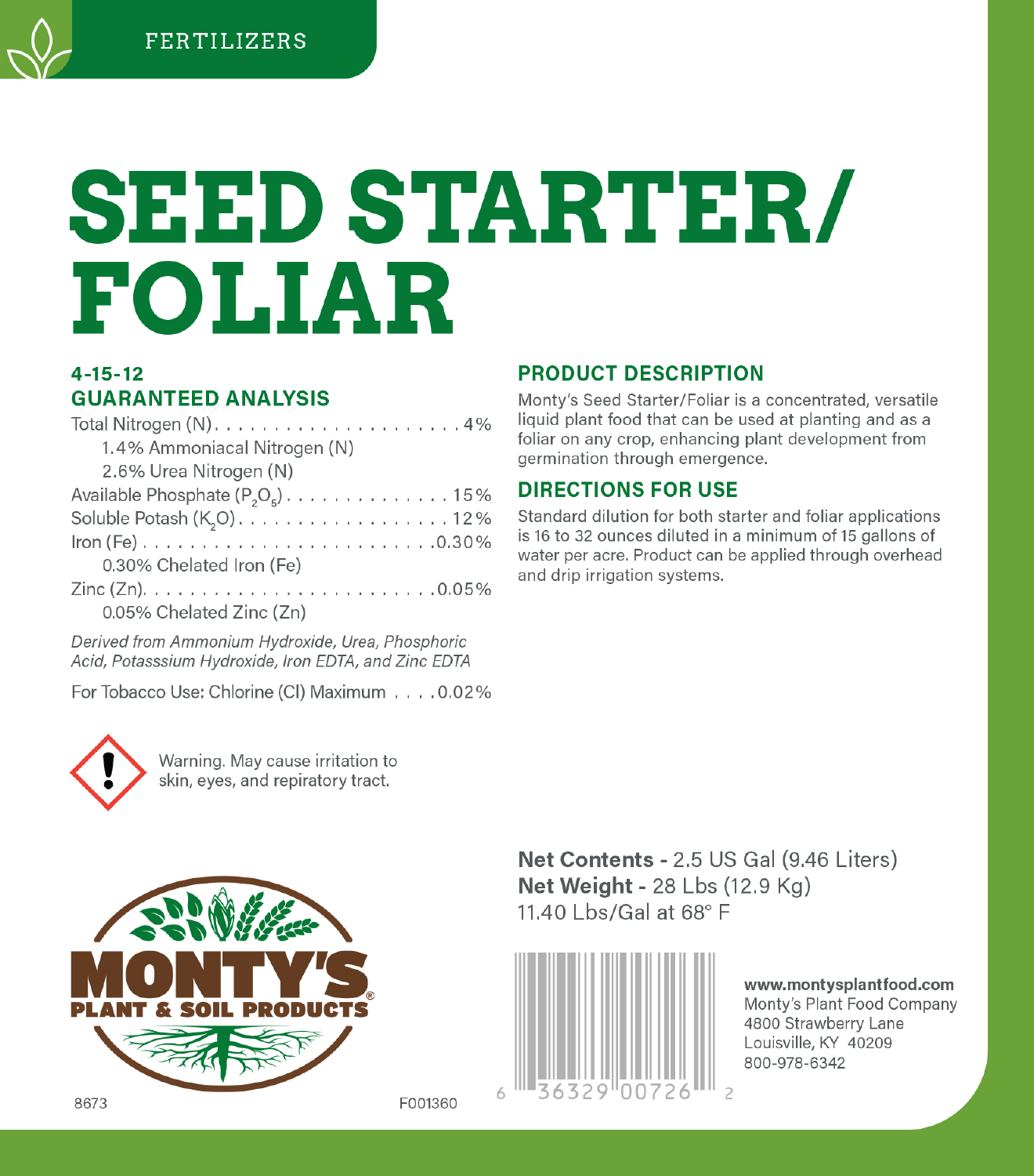FERTILIZERS

# SEED STARTER/ FOLIAR

## 4-15-12
## GUARANTEED ANALYSIS

Total Nitrogen (N) . . . . . . . . . . . . . . . . . . . . . . 4%

    1.4% Ammoniacal Nitrogen (N)

    2.6% Urea Nitrogen (N)

Available Phosphate ($P_2O_5$) . . . . . . . . . . . . . . . 15%

Soluble Potash ($K_2O$) . . . . . . . . . . . . . . . . . . 12%

Iron (Fe) . . . . . . . . . . . . . . . . . . . . . . . . . 0.30%

    0.30% Chelated Iron (Fe)

Zinc (Zn). . . . . . . . . . . . . . . . . . . . . . . . . 0.05%

    0.05% Chelated Zinc (Zn)

*Derived from Ammonium Hydroxide, Urea, Phosphoric Acid, Potasssium Hydroxide, Iron EDTA, and Zinc EDTA*

For Tobacco Use: Chlorine (Cl) Maximum . . . . 0.02%

Warning. May cause irritation to skin, eyes, and repiratory tract.

## PRODUCT DESCRIPTION

Monty's Seed Starter/Foliar is a concentrated, versatile liquid plant food that can be used at planting and as a foliar on any crop, enhancing plant development from germination through emergence.

## DIRECTIONS FOR USE

Standard dilution for both starter and foliar applications is 16 to 32 ounces diluted in a minimum of 15 gallons of water per acre. Product can be applied through overhead and drip irrigation systems.

**Net Contents -** 2.5 US Gal (9.46 Liters)
**Net Weight -** 28 Lbs (12.9 Kg)
11.40 Lbs/Gal at 68° F

MONTY'S® PLANT & SOIL PRODUCTS

6 36329 00726 2

**www.montysplantfood.com**
Monty's Plant Food Company
4800 Strawberry Lane
Louisville, KY 40209
800-978-6342

8673

F001360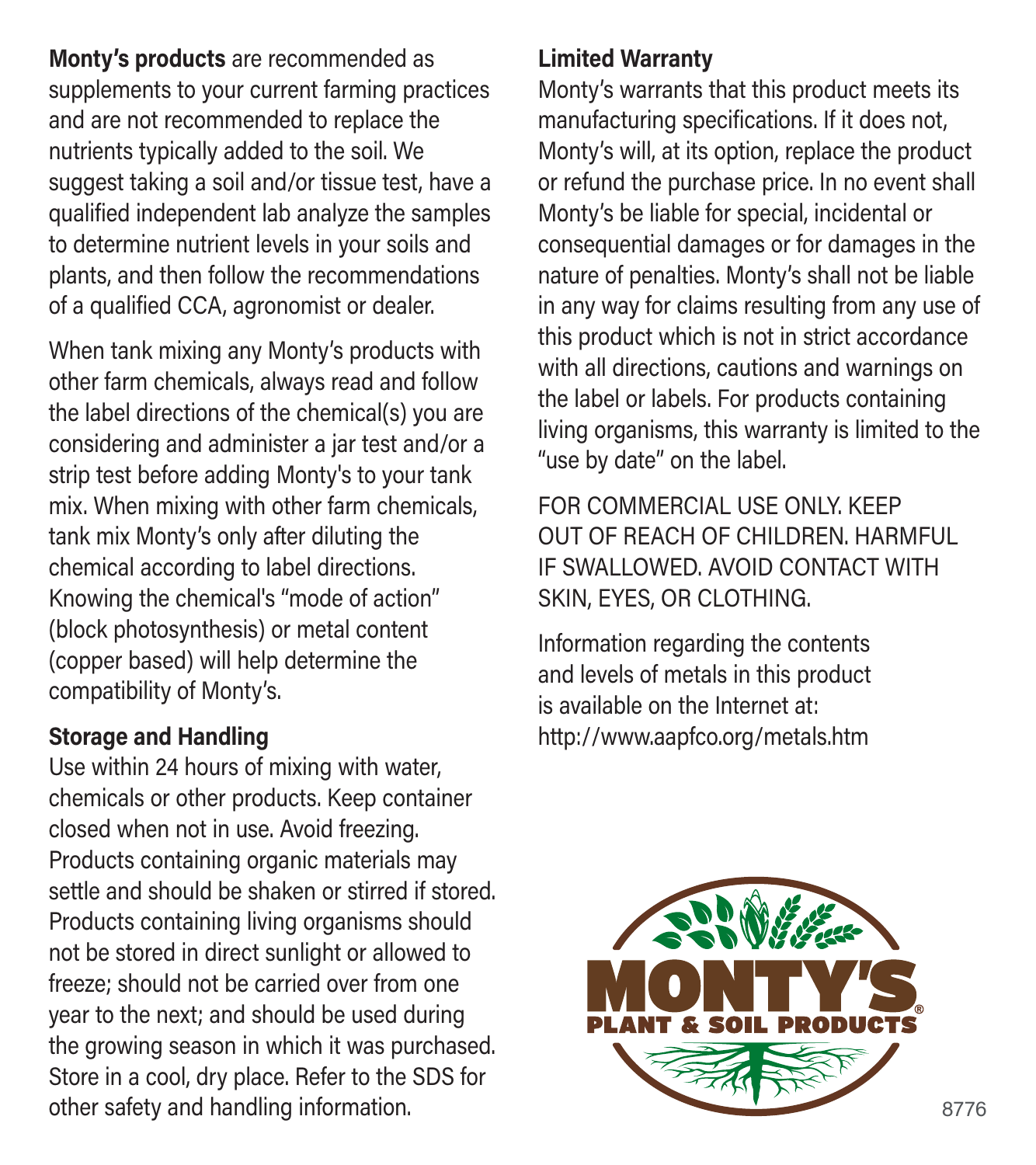**Monty's products** are recommended as supplements to your current farming practices and are not recommended to replace the nutrients typically added to the soil. We suggest taking a soil and/or tissue test, have a qualified independent lab analyze the samples to determine nutrient levels in your soils and plants, and then follow the recommendations of a qualified CCA, agronomist or dealer.

When tank mixing any Monty's products with other farm chemicals, always read and follow the label directions of the chemical(s) you are considering and administer a jar test and/or a strip test before adding Monty's to your tank mix. When mixing with other farm chemicals, tank mix Monty's only after diluting the chemical according to label directions. Knowing the chemical's "mode of action" (block photosynthesis) or metal content (copper based) will help determine the compatibility of Monty's.

**Storage and Handling**

Use within 24 hours of mixing with water, chemicals or other products. Keep container closed when not in use. Avoid freezing. Products containing organic materials may settle and should be shaken or stirred if stored. Products containing living organisms should not be stored in direct sunlight or allowed to freeze; should not be carried over from one year to the next; and should be used during the growing season in which it was purchased. Store in a cool, dry place. Refer to the SDS for other safety and handling information.

**Limited Warranty**

Monty's warrants that this product meets its manufacturing specifications. If it does not, Monty's will, at its option, replace the product or refund the purchase price. In no event shall Monty's be liable for special, incidental or consequential damages or for damages in the nature of penalties. Monty's shall not be liable in any way for claims resulting from any use of this product which is not in strict accordance with all directions, cautions and warnings on the label or labels. For products containing living organisms, this warranty is limited to the "use by date" on the label.

FOR COMMERCIAL USE ONLY. KEEP OUT OF REACH OF CHILDREN. HARMFUL IF SWALLOWED. AVOID CONTACT WITH SKIN, EYES, OR CLOTHING.

Information regarding the contents and levels of metals in this product is available on the Internet at: http://www.aapfco.org/metals.htm

MONTY'S® PLANT & SOIL PRODUCTS

8776